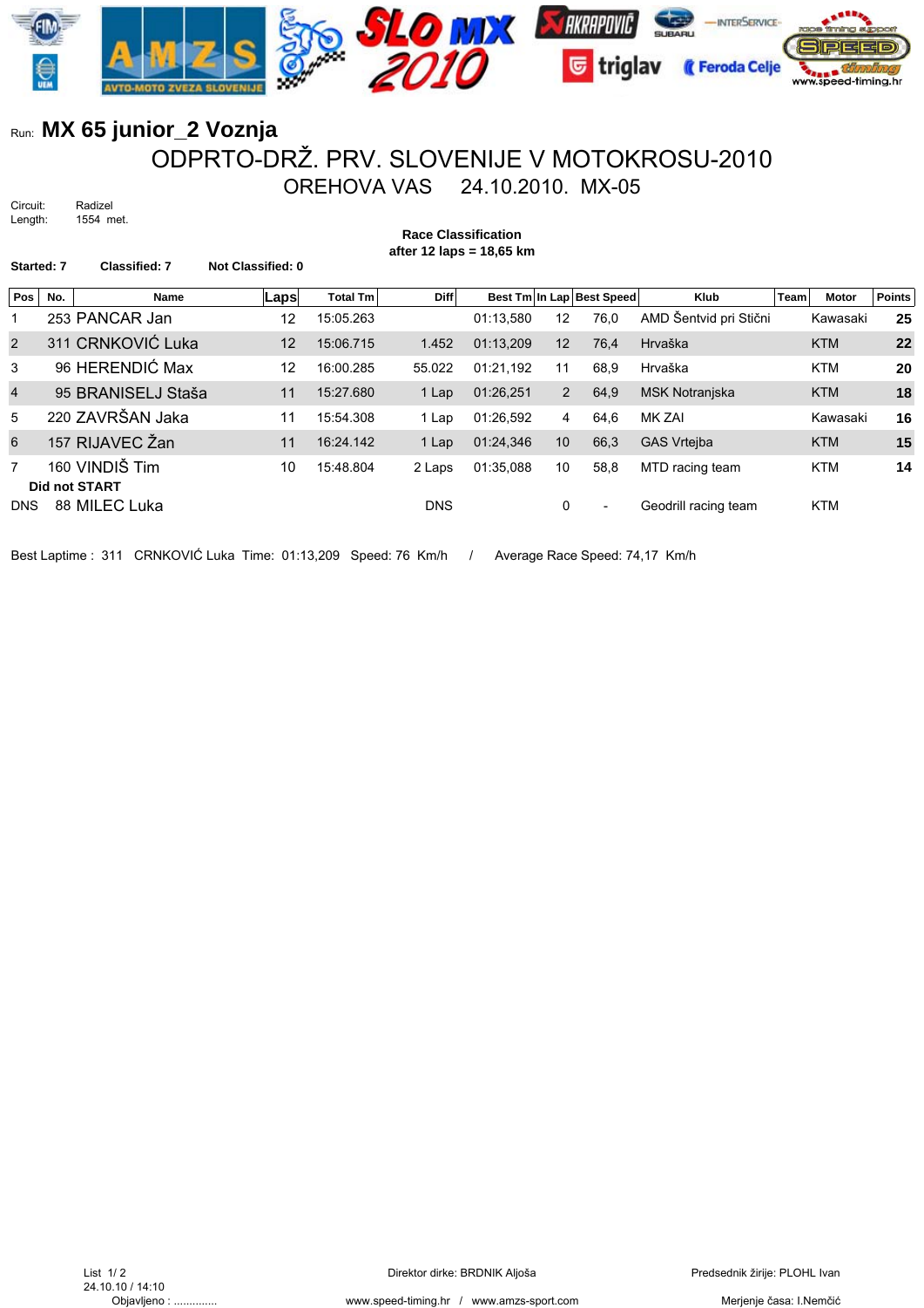Run: **MX 65 junior_2 Voznja**

# ODPRTO-DRŽ. PRV. SLOVENIJE V MOTOKROSU-2010

## OREHOVA VAS 24.10.2010. MX-05

Circuit: Radizel
Length: 1554 met.

**Race Classification**
**after 12 laps = 18,65 km**

**Started: 7** **Classified: 7** **Not Classified: 0**

| Pos | No. | Name | Laps | Total Tm | Diff | Best Tm | In Lap | Best Speed | Klub | Team | Motor | Points |
|---|---|---|---|---|---|---|---|---|---|---|---|---|
| 1 | 253 | PANCAR Jan | 12 | 15:05.263 | | 01:13,580 | 12 | 76,0 | AMD Šentvid pri Stični | | Kawasaki | **25** |
| 2 | 311 | CRNKOVIĆ Luka | 12 | 15:06.715 | 1.452 | 01:13,209 | 12 | 76,4 | Hrvaška | | KTM | **22** |
| 3 | 96 | HERENDIĆ Max | 12 | 16:00.285 | 55.022 | 01:21,192 | 11 | 68,9 | Hrvaška | | KTM | **20** |
| 4 | 95 | BRANISELJ Staša | 11 | 15:27.680 | 1 Lap | 01:26,251 | 2 | 64,9 | MSK Notranjska | | KTM | **18** |
| 5 | 220 | ZAVRŠAN Jaka | 11 | 15:54.308 | 1 Lap | 01:26,592 | 4 | 64,6 | MK ZAI | | Kawasaki | **16** |
| 6 | 157 | RIJAVEC Žan | 11 | 16:24.142 | 1 Lap | 01:24,346 | 10 | 66,3 | GAS Vrtejba | | KTM | **15** |
| 7 | 160 | VINDIŠ Tim | 10 | 15:48.804 | 2 Laps | 01:35,088 | 10 | 58,8 | MTD racing team | | KTM | **14** |
| **Did not START** | | | | | | | | | | | | |
| DNS | 88 | MILEC Luka | | | DNS | | 0 | - | Geodrill racing team | | KTM | |

Best Laptime : 311 CRNKOVIĆ Luka Time: 01:13,209 Speed: 76 Km/h / Average Race Speed: 74,17 Km/h

List 1/ 2
24.10.10 / 14:10
Objavljeno : .............

Direktor dirke: BRDNIK Aljoša

Predsednik žirije: PLOHL Ivan

www.speed-timing.hr / www.amzs-sport.com

Merjenje časa: I.Nemčić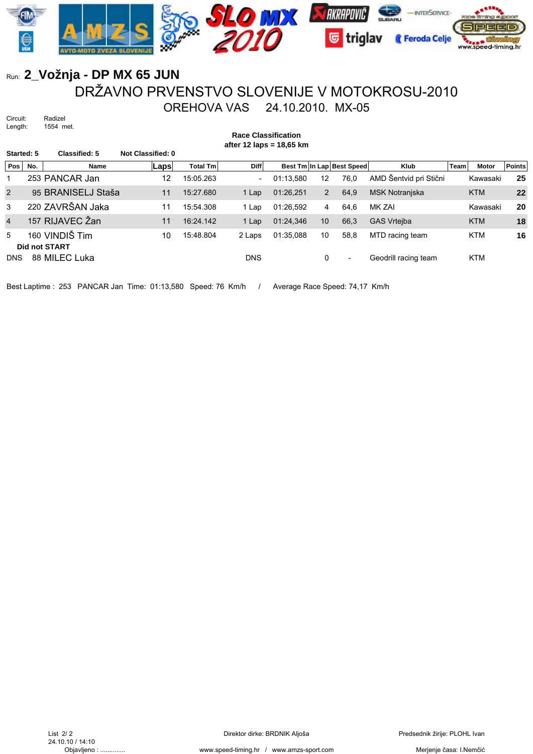Run: **2_Vožnja - DP MX 65 JUN**

# DRŽAVNO PRVENSTVO SLOVENIJE V MOTOKROSU-2010

## OREHOVA VAS 24.10.2010. MX-05

Circuit: Radizel
Length: 1554 met.

**Race Classification**
**after 12 laps = 18,65 km**

**Started: 5** **Classified: 5** **Not Classified: 0**

| Pos | No. | Name | Laps | Total Tm | Diff | Best Tm | In Lap | Best Speed | Klub | Team | Motor | Points |
|---|---|---|---|---|---|---|---|---|---|---|---|---|
| 1 | 253 | PANCAR Jan | 12 | 15:05.263 | - | 01:13,580 | 12 | 76,0 | AMD Šentvid pri Stični | | Kawasaki | **25** |
| 2 | 95 | BRANISELJ Staša | 11 | 15:27.680 | 1 Lap | 01:26,251 | 2 | 64,9 | MSK Notranjska | | KTM | **22** |
| 3 | 220 | ZAVRŠAN Jaka | 11 | 15:54.308 | 1 Lap | 01:26,592 | 4 | 64,6 | MK ZAI | | Kawasaki | **20** |
| 4 | 157 | RIJAVEC Žan | 11 | 16:24.142 | 1 Lap | 01:24,346 | 10 | 66,3 | GAS Vrtejba | | KTM | **18** |
| 5 | 160 | VINDIŠ Tim | 10 | 15:48.804 | 2 Laps | 01:35,088 | 10 | 58,8 | MTD racing team | | KTM | **16** |
| **Did not START** | | | | | | | | | | | | |
| DNS | 88 | MILEC Luka | | | DNS | | 0 | - | Geodrill racing team | | KTM | |

Best Laptime : 253 PANCAR Jan Time: 01:13,580 Speed: 76 Km/h / Average Race Speed: 74,17 Km/h

List 2/ 2
24.10.10 / 14:10
Objavljeno : .............

Direktor dirke: BRDNIK Aljoša

Predsednik žirije: PLOHL Ivan

www.speed-timing.hr / www.amzs-sport.com

Merjenje časa: I.Nemčić